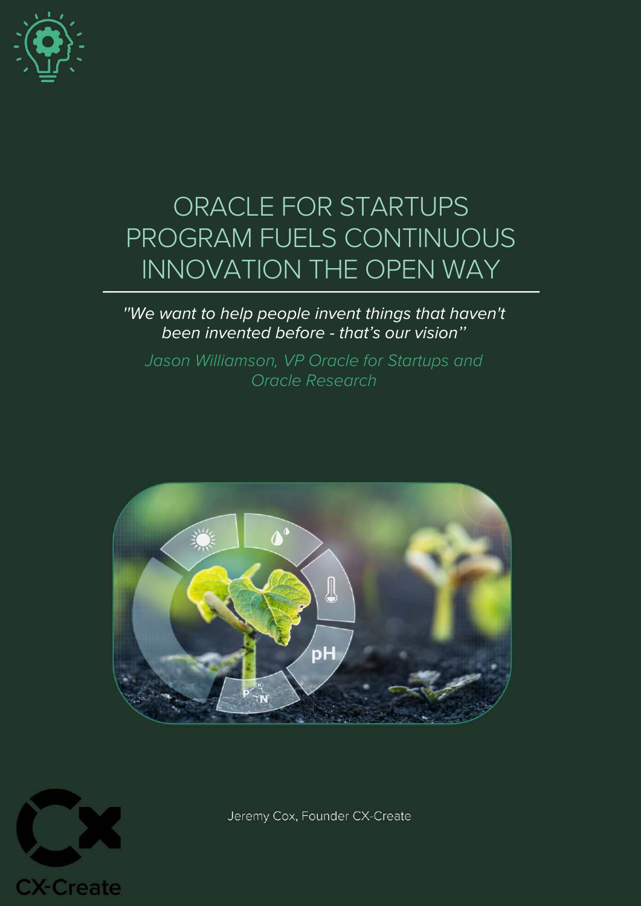# ORACLE FOR STARTUPS PROGRAM FUELS CONTINUOUS INNOVATION THE OPEN WAY

*"We want to help people invent things that haven't been invented before - that's our vision"*

*Jason Williamson, VP Oracle for Startups and Oracle Research*

Jeremy Cox, Founder CX-Create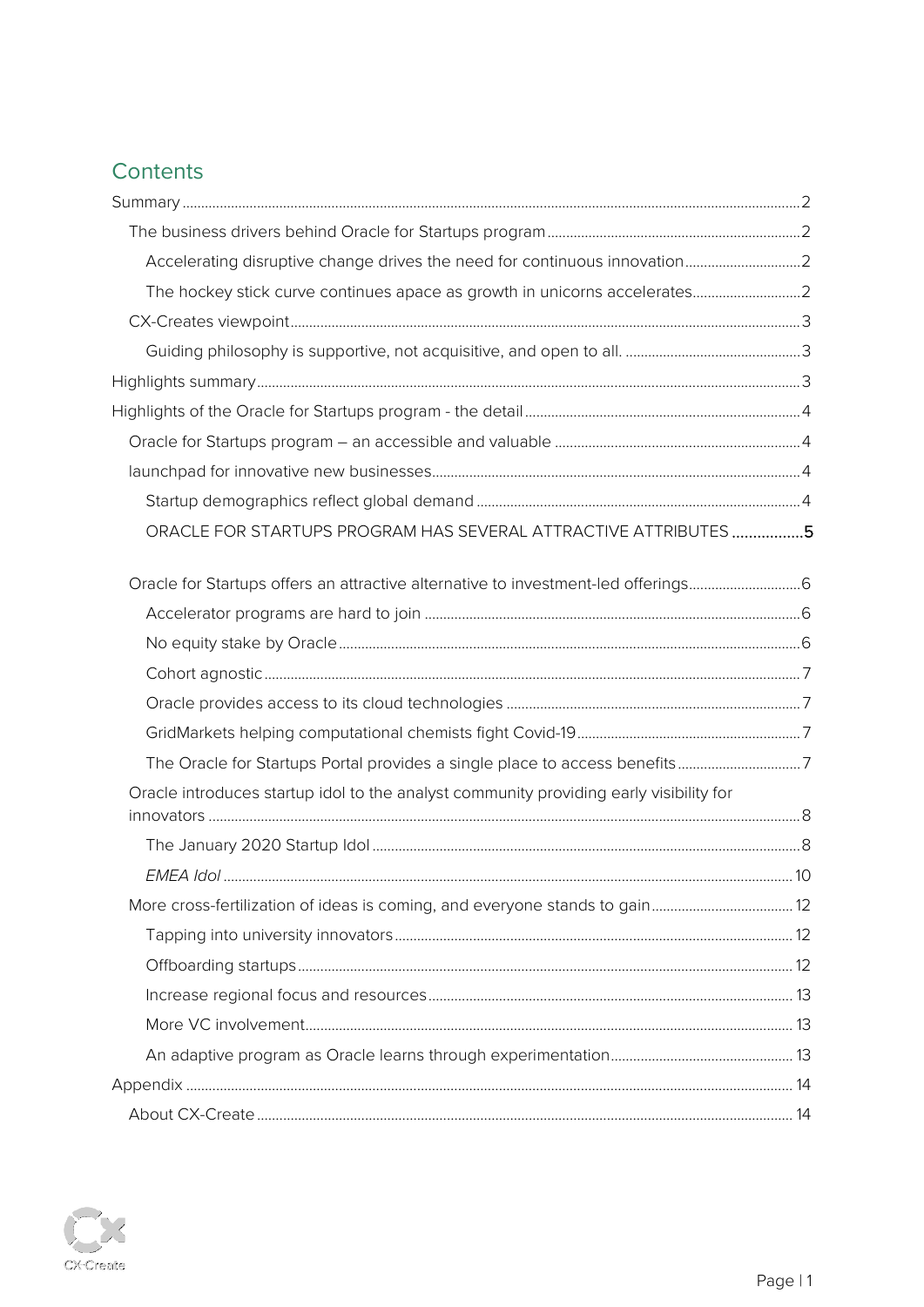## Contents

- Summary ........ 2
  - The business drivers behind Oracle for Startups program ........ 2
    - Accelerating disruptive change drives the need for continuous innovation ........ 2
    - The hockey stick curve continues apace as growth in unicorns accelerates ........ 2
  - CX-Creates viewpoint ........ 3
    - Guiding philosophy is supportive, not acquisitive, and open to all. ........ 3
- Highlights summary ........ 3
- Highlights of the Oracle for Startups program - the detail ........ 4
  - Oracle for Startups program – an accessible and valuable ........ 4
  - launchpad for innovative new businesses ........ 4
    - Startup demographics reflect global demand ........ 4
    - ORACLE FOR STARTUPS PROGRAM HAS SEVERAL ATTRACTIVE ATTRIBUTES ........ **5**
  - Oracle for Startups offers an attractive alternative to investment-led offerings ........ 6
    - Accelerator programs are hard to join ........ 6
    - No equity stake by Oracle ........ 6
    - Cohort agnostic ........ 7
    - Oracle provides access to its cloud technologies ........ 7
    - GridMarkets helping computational chemists fight Covid-19 ........ 7
    - The Oracle for Startups Portal provides a single place to access benefits ........ 7
  - Oracle introduces startup idol to the analyst community providing early visibility for innovators ........ 8
    - The January 2020 Startup Idol ........ 8
    - *EMEA Idol* ........ 10
  - More cross-fertilization of ideas is coming, and everyone stands to gain ........ 12
    - Tapping into university innovators ........ 12
    - Offboarding startups ........ 12
    - Increase regional focus and resources ........ 13
    - More VC involvement ........ 13
    - An adaptive program as Oracle learns through experimentation ........ 13
- Appendix ........ 14
  - About CX-Create ........ 14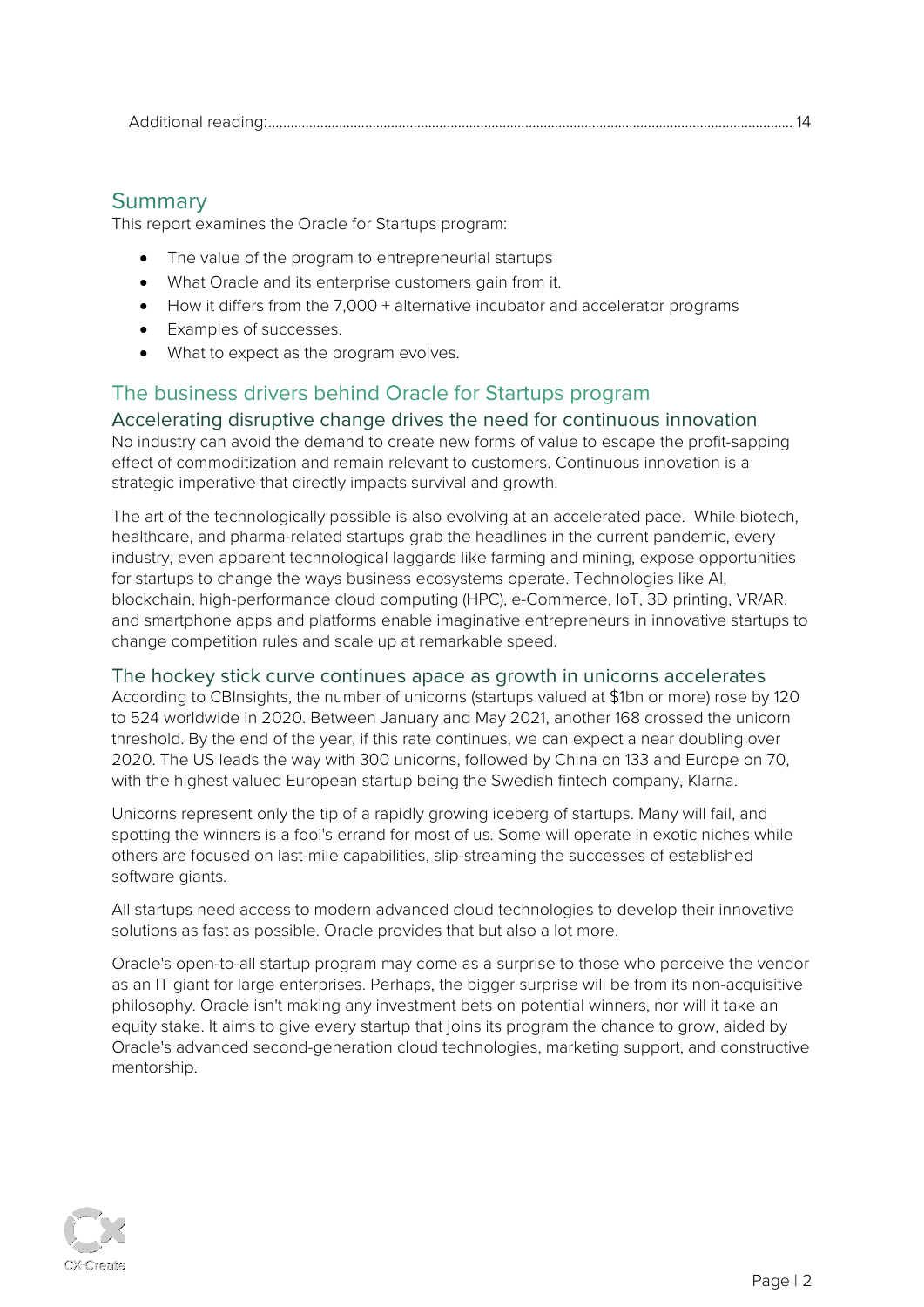Additional reading:........................................................................................................................................... 14

## Summary

This report examines the Oracle for Startups program:

- The value of the program to entrepreneurial startups
- What Oracle and its enterprise customers gain from it.
- How it differs from the 7,000 + alternative incubator and accelerator programs
- Examples of successes.
- What to expect as the program evolves.

## The business drivers behind Oracle for Startups program

### Accelerating disruptive change drives the need for continuous innovation

No industry can avoid the demand to create new forms of value to escape the profit-sapping effect of commoditization and remain relevant to customers. Continuous innovation is a strategic imperative that directly impacts survival and growth.

The art of the technologically possible is also evolving at an accelerated pace. While biotech, healthcare, and pharma-related startups grab the headlines in the current pandemic, every industry, even apparent technological laggards like farming and mining, expose opportunities for startups to change the ways business ecosystems operate. Technologies like AI, blockchain, high-performance cloud computing (HPC), e-Commerce, IoT, 3D printing, VR/AR, and smartphone apps and platforms enable imaginative entrepreneurs in innovative startups to change competition rules and scale up at remarkable speed.

### The hockey stick curve continues apace as growth in unicorns accelerates

According to CBInsights, the number of unicorns (startups valued at $1bn or more) rose by 120 to 524 worldwide in 2020. Between January and May 2021, another 168 crossed the unicorn threshold. By the end of the year, if this rate continues, we can expect a near doubling over 2020. The US leads the way with 300 unicorns, followed by China on 133 and Europe on 70, with the highest valued European startup being the Swedish fintech company, Klarna.

Unicorns represent only the tip of a rapidly growing iceberg of startups. Many will fail, and spotting the winners is a fool's errand for most of us. Some will operate in exotic niches while others are focused on last-mile capabilities, slip-streaming the successes of established software giants.

All startups need access to modern advanced cloud technologies to develop their innovative solutions as fast as possible. Oracle provides that but also a lot more.

Oracle's open-to-all startup program may come as a surprise to those who perceive the vendor as an IT giant for large enterprises. Perhaps, the bigger surprise will be from its non-acquisitive philosophy. Oracle isn't making any investment bets on potential winners, nor will it take an equity stake. It aims to give every startup that joins its program the chance to grow, aided by Oracle's advanced second-generation cloud technologies, marketing support, and constructive mentorship.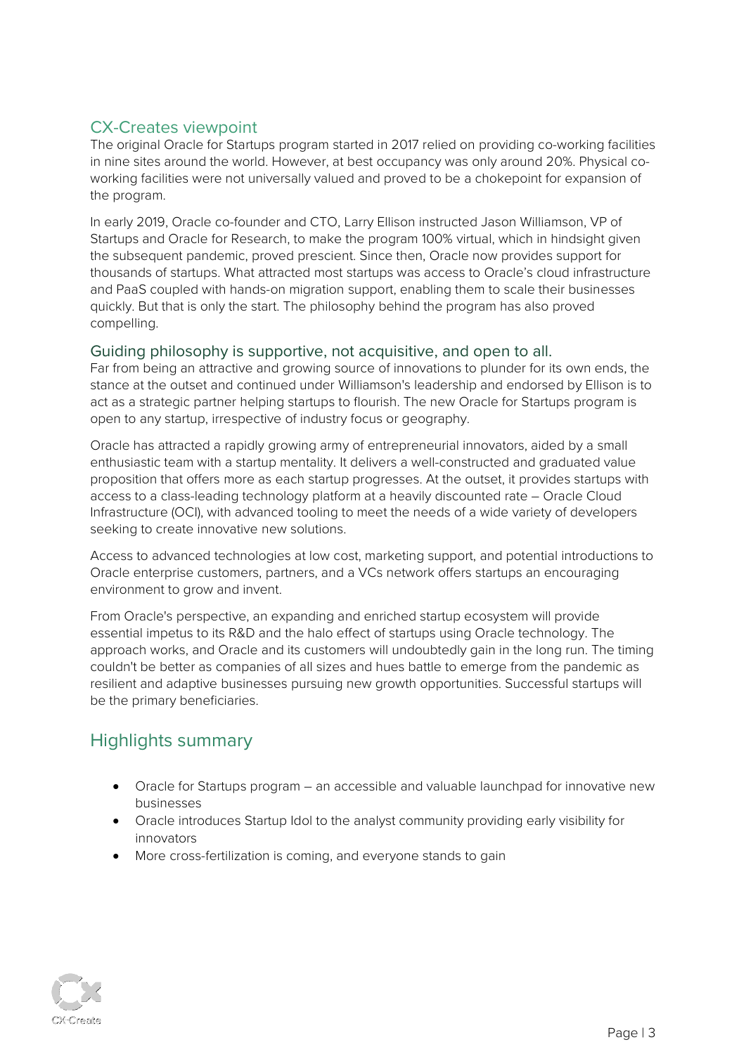## CX-Creates viewpoint

The original Oracle for Startups program started in 2017 relied on providing co-working facilities in nine sites around the world. However, at best occupancy was only around 20%. Physical co-working facilities were not universally valued and proved to be a chokepoint for expansion of the program.

In early 2019, Oracle co-founder and CTO, Larry Ellison instructed Jason Williamson, VP of Startups and Oracle for Research, to make the program 100% virtual, which in hindsight given the subsequent pandemic, proved prescient. Since then, Oracle now provides support for thousands of startups. What attracted most startups was access to Oracle's cloud infrastructure and PaaS coupled with hands-on migration support, enabling them to scale their businesses quickly. But that is only the start. The philosophy behind the program has also proved compelling.

### Guiding philosophy is supportive, not acquisitive, and open to all.

Far from being an attractive and growing source of innovations to plunder for its own ends, the stance at the outset and continued under Williamson's leadership and endorsed by Ellison is to act as a strategic partner helping startups to flourish. The new Oracle for Startups program is open to any startup, irrespective of industry focus or geography.

Oracle has attracted a rapidly growing army of entrepreneurial innovators, aided by a small enthusiastic team with a startup mentality. It delivers a well-constructed and graduated value proposition that offers more as each startup progresses. At the outset, it provides startups with access to a class-leading technology platform at a heavily discounted rate – Oracle Cloud Infrastructure (OCI), with advanced tooling to meet the needs of a wide variety of developers seeking to create innovative new solutions.

Access to advanced technologies at low cost, marketing support, and potential introductions to Oracle enterprise customers, partners, and a VCs network offers startups an encouraging environment to grow and invent.

From Oracle's perspective, an expanding and enriched startup ecosystem will provide essential impetus to its R&D and the halo effect of startups using Oracle technology. The approach works, and Oracle and its customers will undoubtedly gain in the long run. The timing couldn't be better as companies of all sizes and hues battle to emerge from the pandemic as resilient and adaptive businesses pursuing new growth opportunities. Successful startups will be the primary beneficiaries.

## Highlights summary

- Oracle for Startups program – an accessible and valuable launchpad for innovative new businesses
- Oracle introduces Startup Idol to the analyst community providing early visibility for innovators
- More cross-fertilization is coming, and everyone stands to gain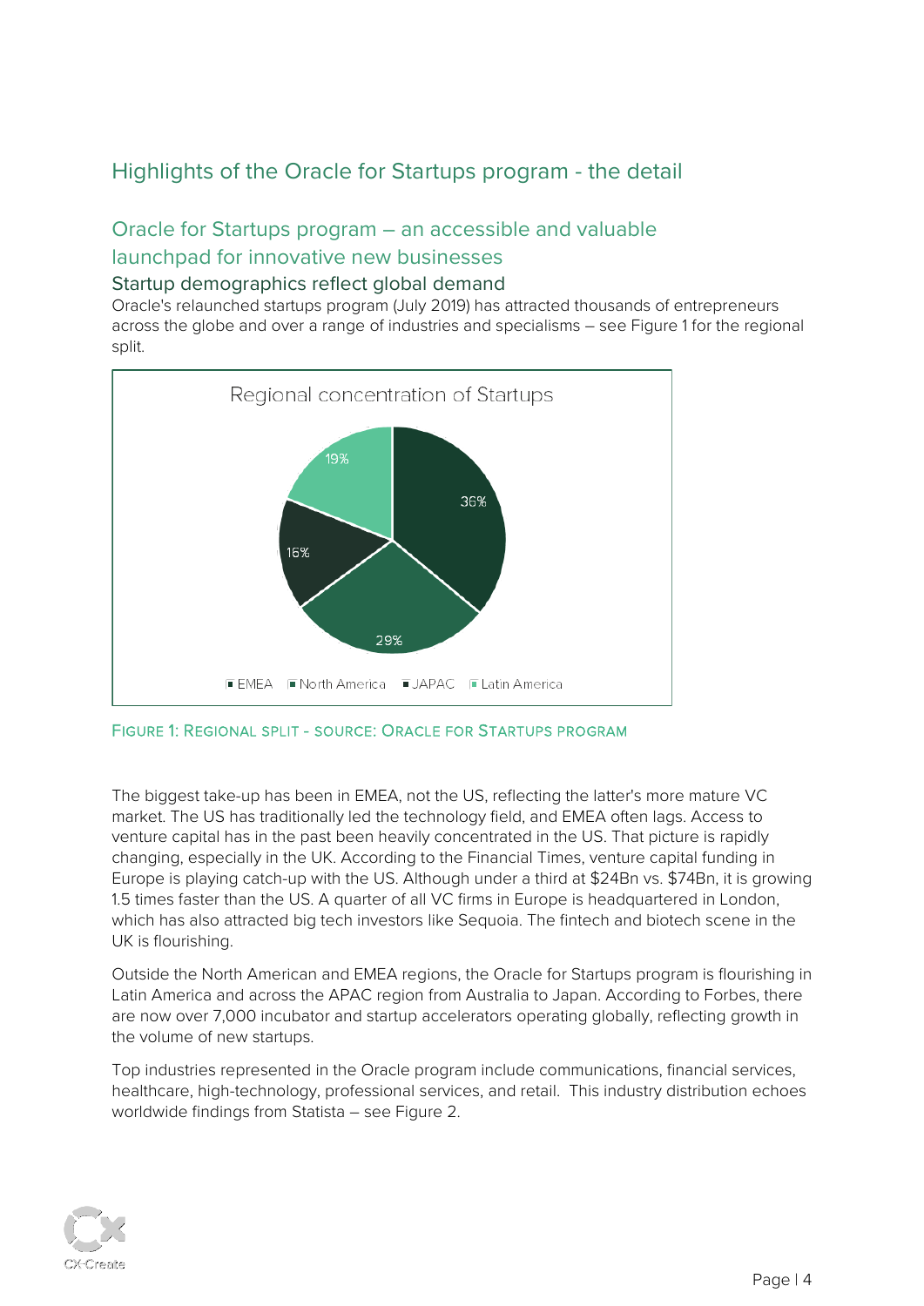## Highlights of the Oracle for Startups program - the detail

### Oracle for Startups program – an accessible and valuable launchpad for innovative new businesses

#### Startup demographics reflect global demand

Oracle's relaunched startups program (July 2019) has attracted thousands of entrepreneurs across the globe and over a range of industries and specialisms – see Figure 1 for the regional split.

Regional concentration of Startups

| Region | Share |
| --- | --- |
| EMEA | 36% |
| North America | 29% |
| JAPAC | 16% |
| Latin America | 19% |

FIGURE 1: REGIONAL SPLIT - SOURCE: ORACLE FOR STARTUPS PROGRAM

The biggest take-up has been in EMEA, not the US, reflecting the latter's more mature VC market. The US has traditionally led the technology field, and EMEA often lags. Access to venture capital has in the past been heavily concentrated in the US. That picture is rapidly changing, especially in the UK. According to the Financial Times, venture capital funding in Europe is playing catch-up with the US. Although under a third at $24Bn vs. $74Bn, it is growing 1.5 times faster than the US. A quarter of all VC firms in Europe is headquartered in London, which has also attracted big tech investors like Sequoia. The fintech and biotech scene in the UK is flourishing.

Outside the North American and EMEA regions, the Oracle for Startups program is flourishing in Latin America and across the APAC region from Australia to Japan. According to Forbes, there are now over 7,000 incubator and startup accelerators operating globally, reflecting growth in the volume of new startups.

Top industries represented in the Oracle program include communications, financial services, healthcare, high-technology, professional services, and retail. This industry distribution echoes worldwide findings from Statista – see Figure 2.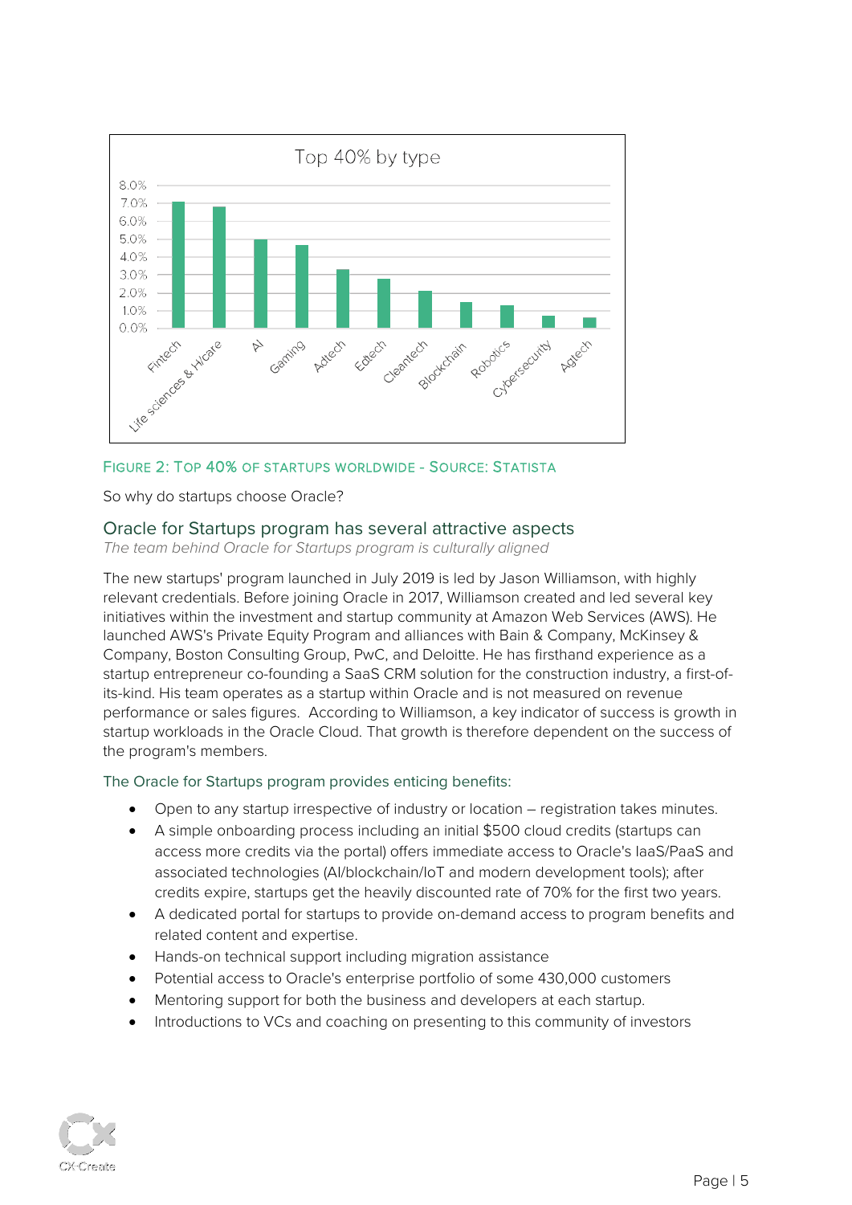Top 40% by type

| Type | Share |
|---|---|
| Fintech | ~7.1% |
| Life sciences & H/care | ~6.8% |
| AI | ~5.0% |
| Gaming | ~4.7% |
| Adtech | ~3.3% |
| Edtech | ~2.8% |
| Cleantech | ~2.1% |
| Blockchain | ~1.5% |
| Robotics | ~1.3% |
| Cybersecurity | ~0.7% |
| Agtech | ~0.6% |

FIGURE 2: TOP 40% OF STARTUPS WORLDWIDE - SOURCE: STATISTA

So why do startups choose Oracle?

## Oracle for Startups program has several attractive aspects

*The team behind Oracle for Startups program is culturally aligned*

The new startups' program launched in July 2019 is led by Jason Williamson, with highly relevant credentials. Before joining Oracle in 2017, Williamson created and led several key initiatives within the investment and startup community at Amazon Web Services (AWS). He launched AWS's Private Equity Program and alliances with Bain & Company, McKinsey & Company, Boston Consulting Group, PwC, and Deloitte. He has firsthand experience as a startup entrepreneur co-founding a SaaS CRM solution for the construction industry, a first-of-its-kind. His team operates as a startup within Oracle and is not measured on revenue performance or sales figures. According to Williamson, a key indicator of success is growth in startup workloads in the Oracle Cloud. That growth is therefore dependent on the success of the program's members.

The Oracle for Startups program provides enticing benefits:

- Open to any startup irrespective of industry or location – registration takes minutes.
- A simple onboarding process including an initial $500 cloud credits (startups can access more credits via the portal) offers immediate access to Oracle's IaaS/PaaS and associated technologies (AI/blockchain/IoT and modern development tools); after credits expire, startups get the heavily discounted rate of 70% for the first two years.
- A dedicated portal for startups to provide on-demand access to program benefits and related content and expertise.
- Hands-on technical support including migration assistance
- Potential access to Oracle's enterprise portfolio of some 430,000 customers
- Mentoring support for both the business and developers at each startup.
- Introductions to VCs and coaching on presenting to this community of investors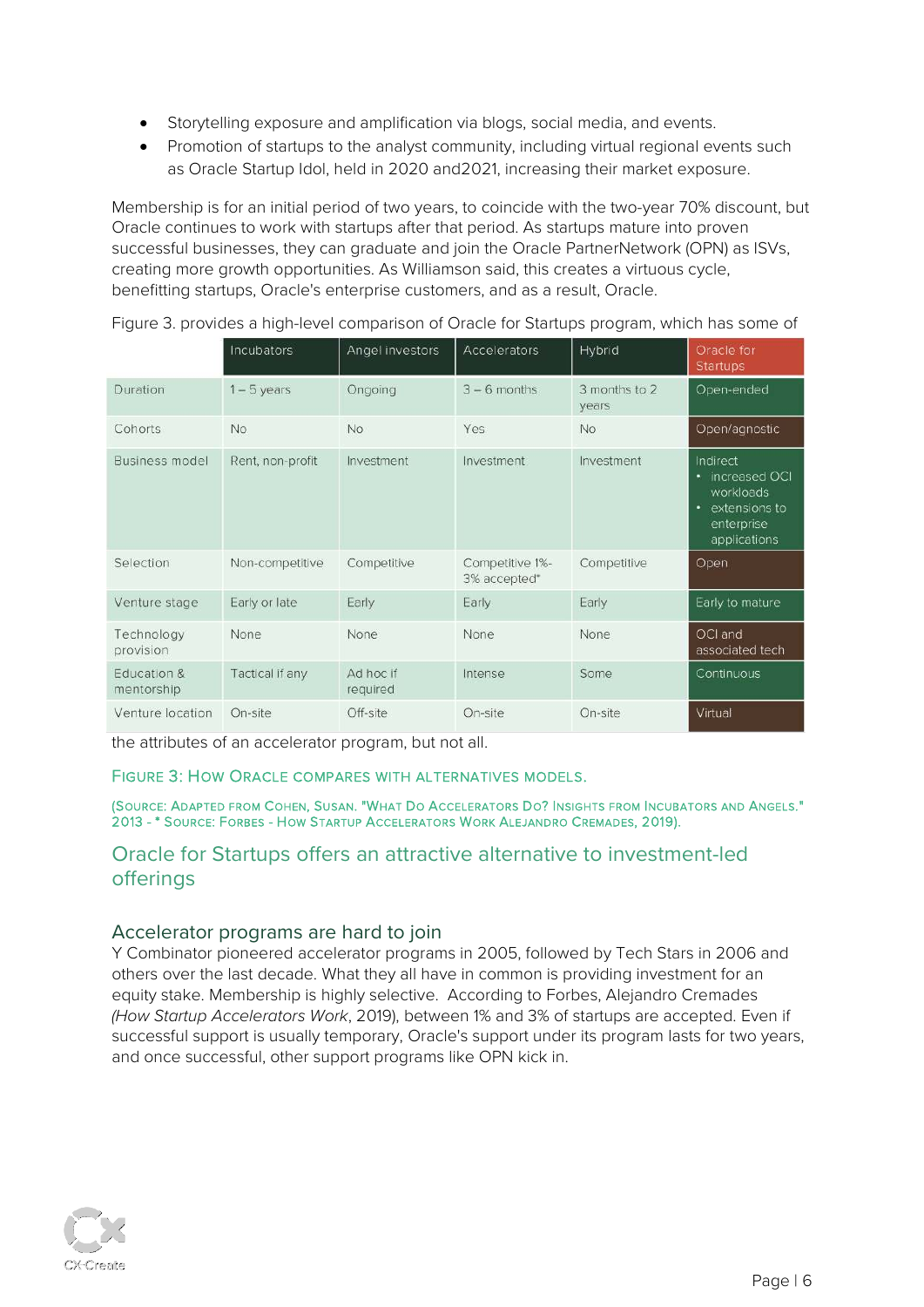- Storytelling exposure and amplification via blogs, social media, and events.
- Promotion of startups to the analyst community, including virtual regional events such as Oracle Startup Idol, held in 2020 and2021, increasing their market exposure.

Membership is for an initial period of two years, to coincide with the two-year 70% discount, but Oracle continues to work with startups after that period. As startups mature into proven successful businesses, they can graduate and join the Oracle PartnerNetwork (OPN) as ISVs, creating more growth opportunities. As Williamson said, this creates a virtuous cycle, benefitting startups, Oracle's enterprise customers, and as a result, Oracle.

Figure 3. provides a high-level comparison of Oracle for Startups program, which has some of the attributes of an accelerator program, but not all.

| | Incubators | Angel investors | Accelerators | Hybrid | Oracle for Startups |
|---|---|---|---|---|---|
| Duration | 1 – 5 years | Ongoing | 3 – 6 months | 3 months to 2 years | Open-ended |
| Cohorts | No | No | Yes | No | Open/agnostic |
| Business model | Rent, non-profit | Investment | Investment | Investment | Indirect<br>• increased OCI workloads<br>• extensions to enterprise applications |
| Selection | Non-competitive | Competitive | Competitive 1%-3% accepted* | Competitive | Open |
| Venture stage | Early or late | Early | Early | Early | Early to mature |
| Technology provision | None | None | None | None | OCI and associated tech |
| Education & mentorship | Tactical if any | Ad hoc if required | Intense | Some | Continuous |
| Venture location | On-site | Off-site | On-site | On-site | Virtual |

FIGURE 3: HOW ORACLE COMPARES WITH ALTERNATIVES MODELS.

(SOURCE: ADAPTED FROM COHEN, SUSAN. "WHAT DO ACCELERATORS DO? INSIGHTS FROM INCUBATORS AND ANGELS." 2013 - * SOURCE: FORBES - HOW STARTUP ACCELERATORS WORK ALEJANDRO CREMADES, 2019).

## Oracle for Startups offers an attractive alternative to investment-led offerings

### Accelerator programs are hard to join

Y Combinator pioneered accelerator programs in 2005, followed by Tech Stars in 2006 and others over the last decade. What they all have in common is providing investment for an equity stake. Membership is highly selective. According to Forbes, Alejandro Cremades (*How Startup Accelerators Work*, 2019), between 1% and 3% of startups are accepted. Even if successful support is usually temporary, Oracle's support under its program lasts for two years, and once successful, other support programs like OPN kick in.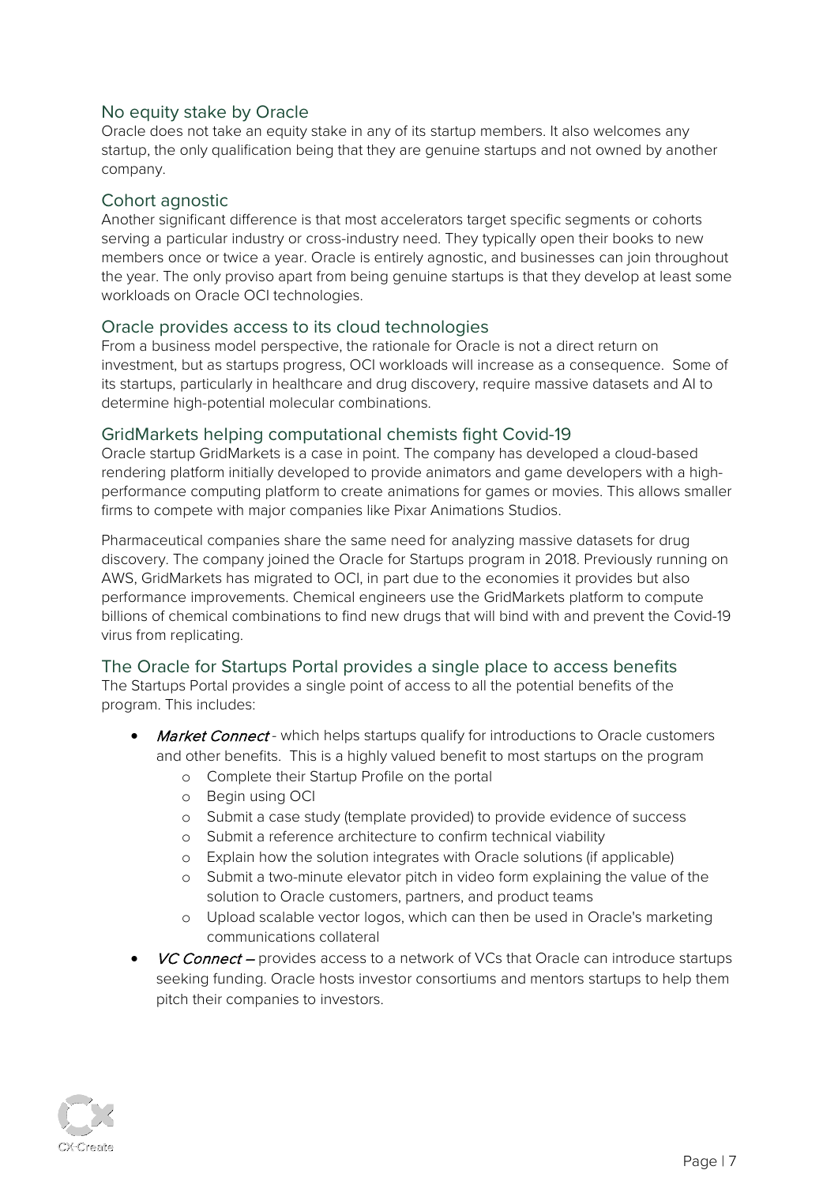## No equity stake by Oracle

Oracle does not take an equity stake in any of its startup members. It also welcomes any startup, the only qualification being that they are genuine startups and not owned by another company.

## Cohort agnostic

Another significant difference is that most accelerators target specific segments or cohorts serving a particular industry or cross-industry need. They typically open their books to new members once or twice a year. Oracle is entirely agnostic, and businesses can join throughout the year. The only proviso apart from being genuine startups is that they develop at least some workloads on Oracle OCI technologies.

## Oracle provides access to its cloud technologies

From a business model perspective, the rationale for Oracle is not a direct return on investment, but as startups progress, OCI workloads will increase as a consequence. Some of its startups, particularly in healthcare and drug discovery, require massive datasets and AI to determine high-potential molecular combinations.

## GridMarkets helping computational chemists fight Covid-19

Oracle startup GridMarkets is a case in point. The company has developed a cloud-based rendering platform initially developed to provide animators and game developers with a high-performance computing platform to create animations for games or movies. This allows smaller firms to compete with major companies like Pixar Animations Studios.

Pharmaceutical companies share the same need for analyzing massive datasets for drug discovery. The company joined the Oracle for Startups program in 2018. Previously running on AWS, GridMarkets has migrated to OCI, in part due to the economies it provides but also performance improvements. Chemical engineers use the GridMarkets platform to compute billions of chemical combinations to find new drugs that will bind with and prevent the Covid-19 virus from replicating.

## The Oracle for Startups Portal provides a single place to access benefits

The Startups Portal provides a single point of access to all the potential benefits of the program. This includes:

- *Market Connect* - which helps startups qualify for introductions to Oracle customers and other benefits. This is a highly valued benefit to most startups on the program
  - Complete their Startup Profile on the portal
  - Begin using OCI
  - Submit a case study (template provided) to provide evidence of success
  - Submit a reference architecture to confirm technical viability
  - Explain how the solution integrates with Oracle solutions (if applicable)
  - Submit a two-minute elevator pitch in video form explaining the value of the solution to Oracle customers, partners, and product teams
  - Upload scalable vector logos, which can then be used in Oracle's marketing communications collateral
- *VC Connect* – provides access to a network of VCs that Oracle can introduce startups seeking funding. Oracle hosts investor consortiums and mentors startups to help them pitch their companies to investors.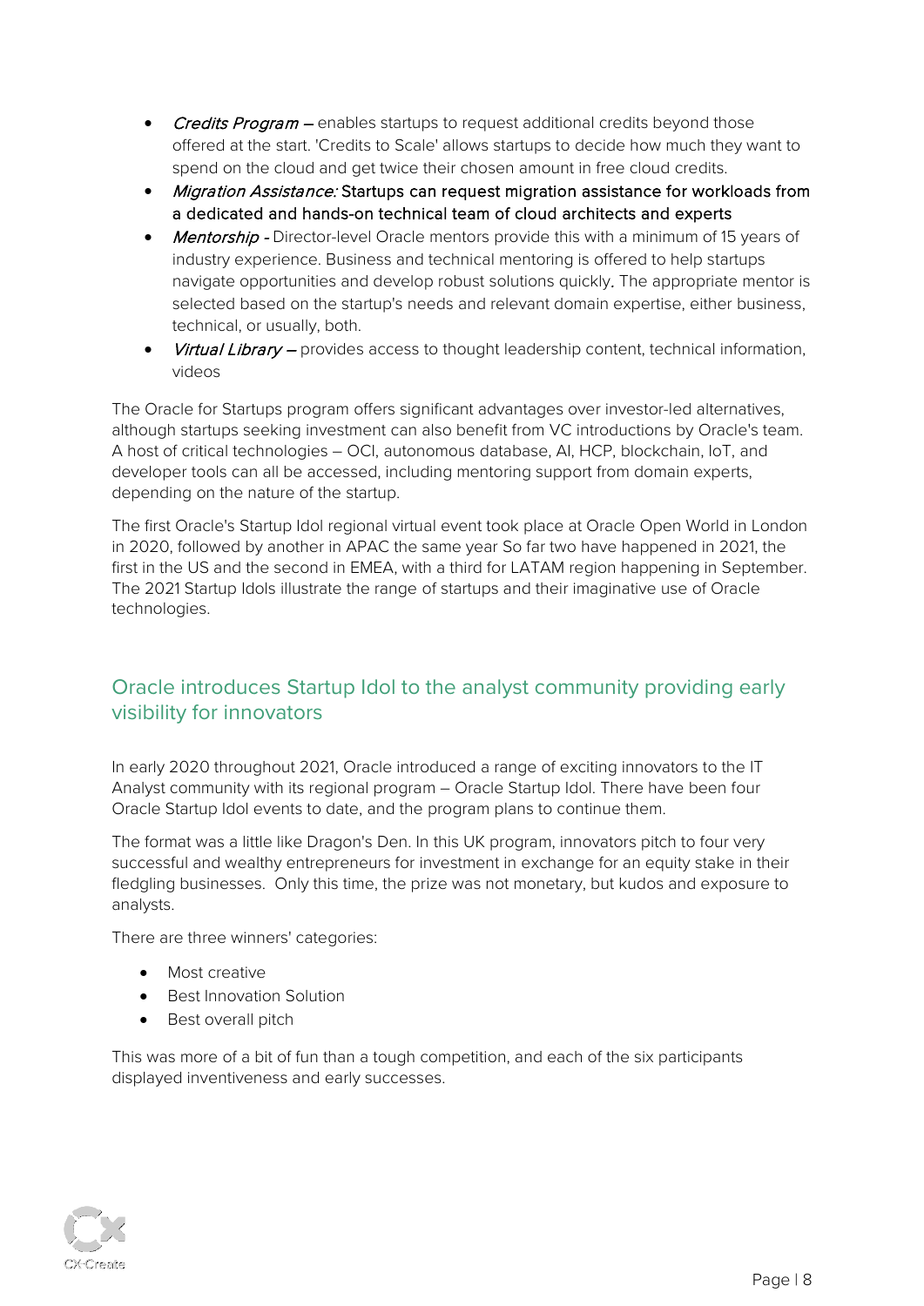- *Credits Program* – enables startups to request additional credits beyond those offered at the start. 'Credits to Scale' allows startups to decide how much they want to spend on the cloud and get twice their chosen amount in free cloud credits.
- *Migration Assistance:* Startups can request migration assistance for workloads from a dedicated and hands-on technical team of cloud architects and experts
- *Mentorship -* Director-level Oracle mentors provide this with a minimum of 15 years of industry experience. Business and technical mentoring is offered to help startups navigate opportunities and develop robust solutions quickly. The appropriate mentor is selected based on the startup's needs and relevant domain expertise, either business, technical, or usually, both.
- *Virtual Library* – provides access to thought leadership content, technical information, videos

The Oracle for Startups program offers significant advantages over investor-led alternatives, although startups seeking investment can also benefit from VC introductions by Oracle's team. A host of critical technologies – OCI, autonomous database, AI, HCP, blockchain, IoT, and developer tools can all be accessed, including mentoring support from domain experts, depending on the nature of the startup.

The first Oracle's Startup Idol regional virtual event took place at Oracle Open World in London in 2020, followed by another in APAC the same year So far two have happened in 2021, the first in the US and the second in EMEA, with a third for LATAM region happening in September. The 2021 Startup Idols illustrate the range of startups and their imaginative use of Oracle technologies.

## Oracle introduces Startup Idol to the analyst community providing early visibility for innovators

In early 2020 throughout 2021, Oracle introduced a range of exciting innovators to the IT Analyst community with its regional program – Oracle Startup Idol. There have been four Oracle Startup Idol events to date, and the program plans to continue them.

The format was a little like Dragon's Den. In this UK program, innovators pitch to four very successful and wealthy entrepreneurs for investment in exchange for an equity stake in their fledgling businesses. Only this time, the prize was not monetary, but kudos and exposure to analysts.

There are three winners' categories:

- Most creative
- Best Innovation Solution
- Best overall pitch

This was more of a bit of fun than a tough competition, and each of the six participants displayed inventiveness and early successes.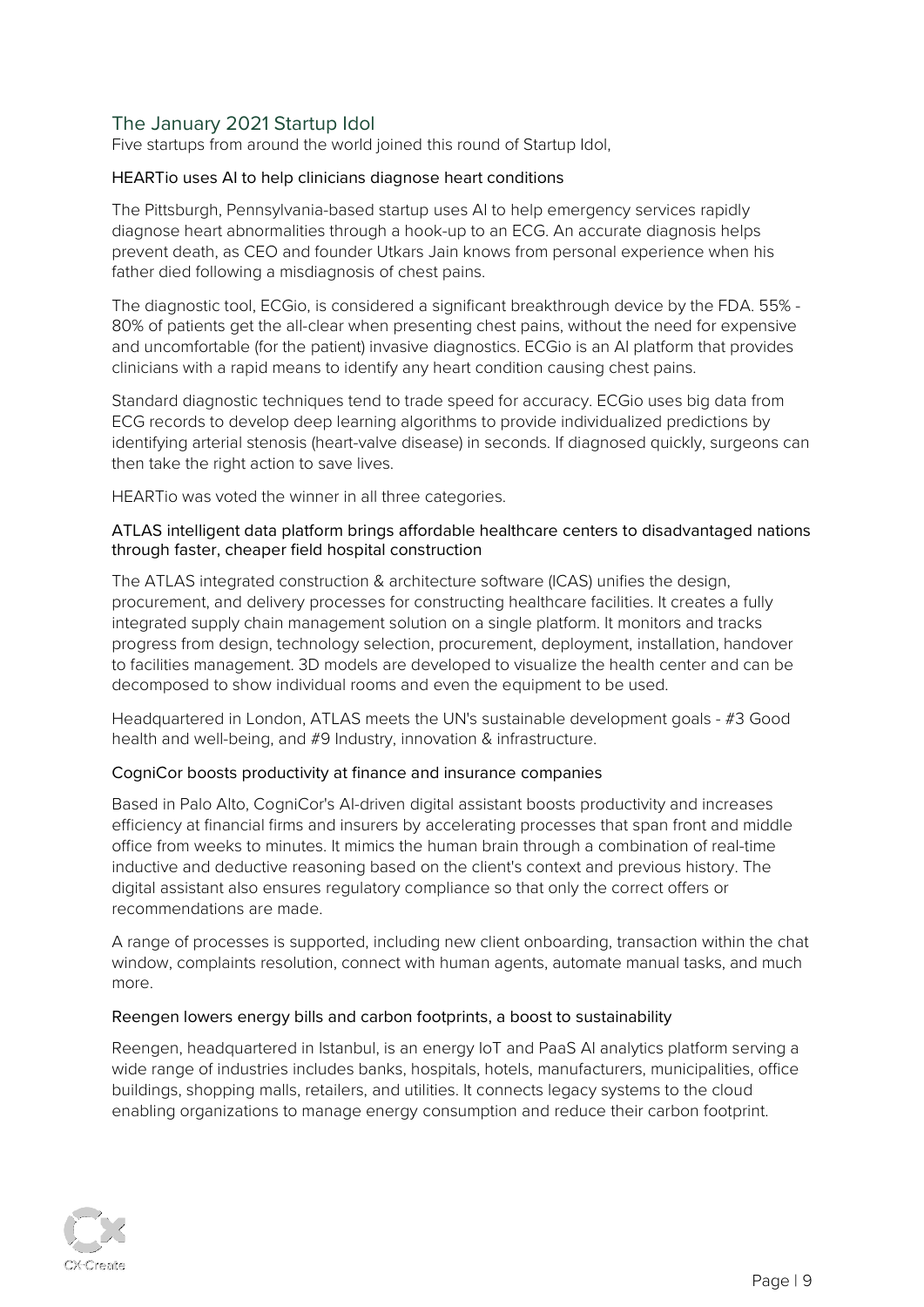## The January 2021 Startup Idol

Five startups from around the world joined this round of Startup Idol,

### HEARTio uses AI to help clinicians diagnose heart conditions

The Pittsburgh, Pennsylvania-based startup uses AI to help emergency services rapidly diagnose heart abnormalities through a hook-up to an ECG. An accurate diagnosis helps prevent death, as CEO and founder Utkars Jain knows from personal experience when his father died following a misdiagnosis of chest pains.

The diagnostic tool, ECGio, is considered a significant breakthrough device by the FDA. 55% - 80% of patients get the all-clear when presenting chest pains, without the need for expensive and uncomfortable (for the patient) invasive diagnostics. ECGio is an AI platform that provides clinicians with a rapid means to identify any heart condition causing chest pains.

Standard diagnostic techniques tend to trade speed for accuracy. ECGio uses big data from ECG records to develop deep learning algorithms to provide individualized predictions by identifying arterial stenosis (heart-valve disease) in seconds. If diagnosed quickly, surgeons can then take the right action to save lives.

HEARTio was voted the winner in all three categories.

### ATLAS intelligent data platform brings affordable healthcare centers to disadvantaged nations through faster, cheaper field hospital construction

The ATLAS integrated construction & architecture software (ICAS) unifies the design, procurement, and delivery processes for constructing healthcare facilities. It creates a fully integrated supply chain management solution on a single platform. It monitors and tracks progress from design, technology selection, procurement, deployment, installation, handover to facilities management. 3D models are developed to visualize the health center and can be decomposed to show individual rooms and even the equipment to be used.

Headquartered in London, ATLAS meets the UN's sustainable development goals - #3 Good health and well-being, and #9 Industry, innovation & infrastructure.

### CogniCor boosts productivity at finance and insurance companies

Based in Palo Alto, CogniCor's AI-driven digital assistant boosts productivity and increases efficiency at financial firms and insurers by accelerating processes that span front and middle office from weeks to minutes. It mimics the human brain through a combination of real-time inductive and deductive reasoning based on the client's context and previous history. The digital assistant also ensures regulatory compliance so that only the correct offers or recommendations are made.

A range of processes is supported, including new client onboarding, transaction within the chat window, complaints resolution, connect with human agents, automate manual tasks, and much more.

### Reengen lowers energy bills and carbon footprints, a boost to sustainability

Reengen, headquartered in Istanbul, is an energy IoT and PaaS AI analytics platform serving a wide range of industries includes banks, hospitals, hotels, manufacturers, municipalities, office buildings, shopping malls, retailers, and utilities. It connects legacy systems to the cloud enabling organizations to manage energy consumption and reduce their carbon footprint.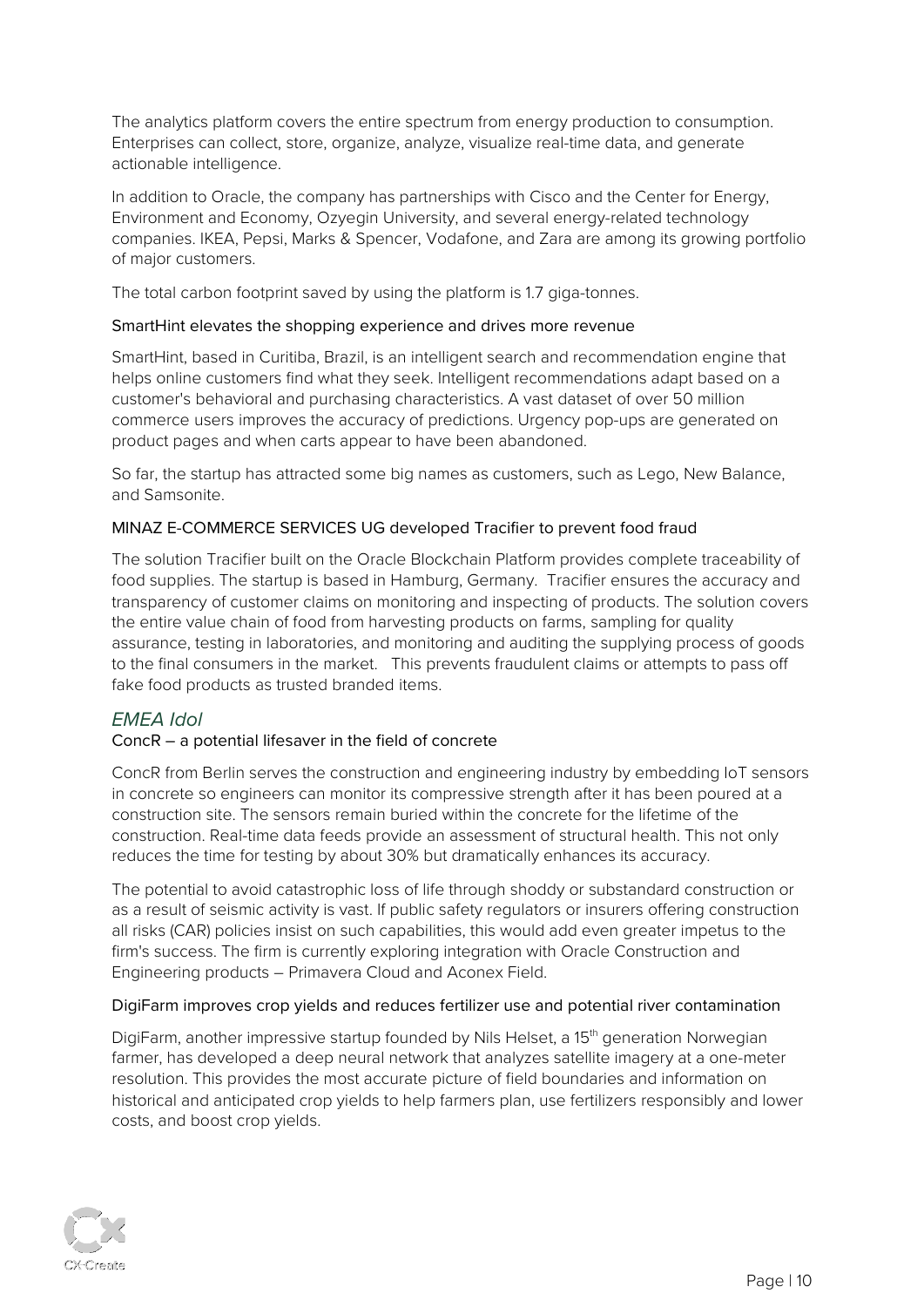The analytics platform covers the entire spectrum from energy production to consumption. Enterprises can collect, store, organize, analyze, visualize real-time data, and generate actionable intelligence.

In addition to Oracle, the company has partnerships with Cisco and the Center for Energy, Environment and Economy, Ozyegin University, and several energy-related technology companies. IKEA, Pepsi, Marks & Spencer, Vodafone, and Zara are among its growing portfolio of major customers.

The total carbon footprint saved by using the platform is 1.7 giga-tonnes.

#### SmartHint elevates the shopping experience and drives more revenue

SmartHint, based in Curitiba, Brazil, is an intelligent search and recommendation engine that helps online customers find what they seek. Intelligent recommendations adapt based on a customer's behavioral and purchasing characteristics. A vast dataset of over 50 million commerce users improves the accuracy of predictions. Urgency pop-ups are generated on product pages and when carts appear to have been abandoned.

So far, the startup has attracted some big names as customers, such as Lego, New Balance, and Samsonite.

#### MINAZ E-COMMERCE SERVICES UG developed Tracifier to prevent food fraud

The solution Tracifier built on the Oracle Blockchain Platform provides complete traceability of food supplies. The startup is based in Hamburg, Germany. Tracifier ensures the accuracy and transparency of customer claims on monitoring and inspecting of products. The solution covers the entire value chain of food from harvesting products on farms, sampling for quality assurance, testing in laboratories, and monitoring and auditing the supplying process of goods to the final consumers in the market. This prevents fraudulent claims or attempts to pass off fake food products as trusted branded items.

### *EMEA Idol*

#### ConcR – a potential lifesaver in the field of concrete

ConcR from Berlin serves the construction and engineering industry by embedding IoT sensors in concrete so engineers can monitor its compressive strength after it has been poured at a construction site. The sensors remain buried within the concrete for the lifetime of the construction. Real-time data feeds provide an assessment of structural health. This not only reduces the time for testing by about 30% but dramatically enhances its accuracy.

The potential to avoid catastrophic loss of life through shoddy or substandard construction or as a result of seismic activity is vast. If public safety regulators or insurers offering construction all risks (CAR) policies insist on such capabilities, this would add even greater impetus to the firm's success. The firm is currently exploring integration with Oracle Construction and Engineering products – Primavera Cloud and Aconex Field.

#### DigiFarm improves crop yields and reduces fertilizer use and potential river contamination

DigiFarm, another impressive startup founded by Nils Helset, a 15th generation Norwegian farmer, has developed a deep neural network that analyzes satellite imagery at a one-meter resolution. This provides the most accurate picture of field boundaries and information on historical and anticipated crop yields to help farmers plan, use fertilizers responsibly and lower costs, and boost crop yields.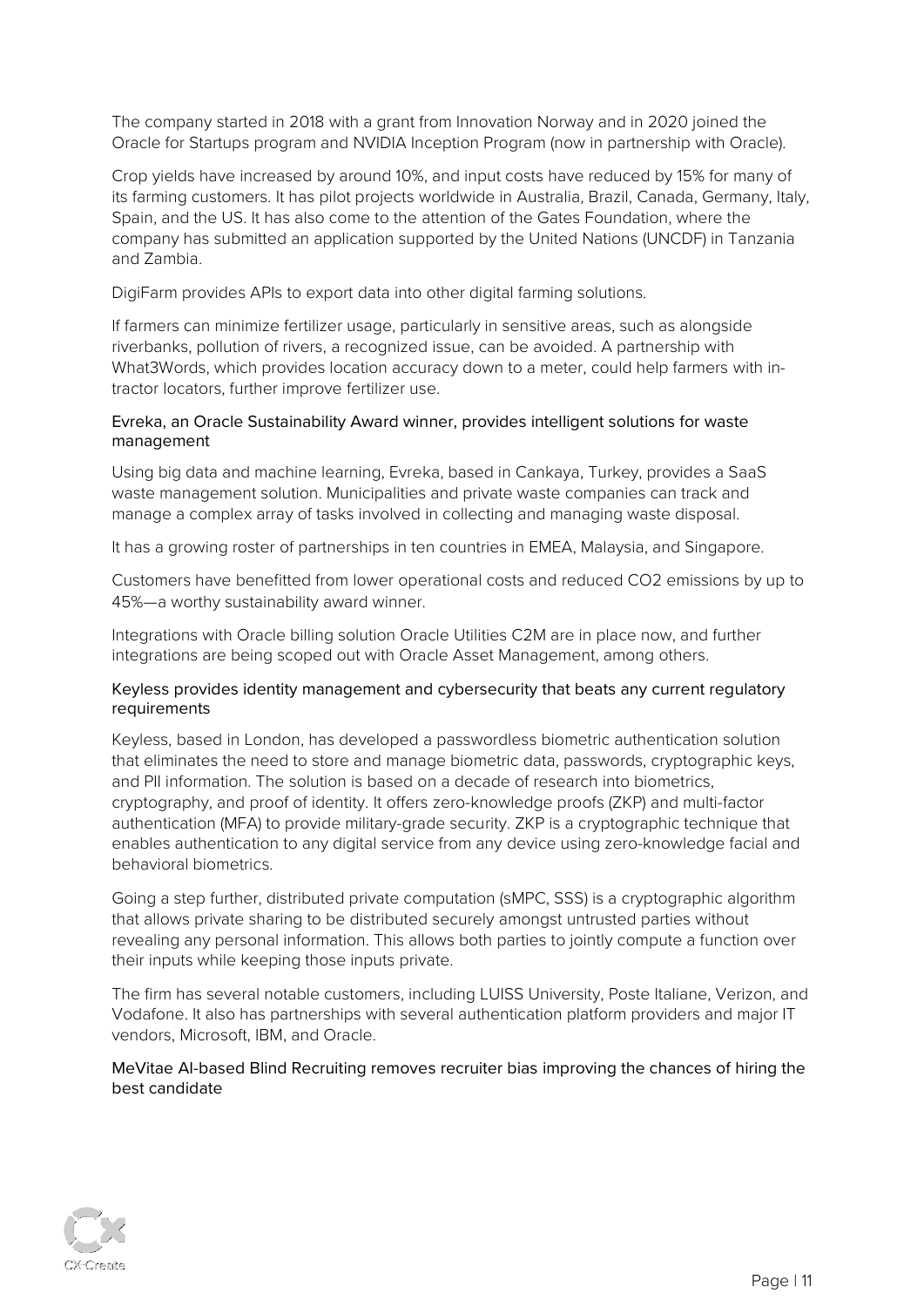The company started in 2018 with a grant from Innovation Norway and in 2020 joined the Oracle for Startups program and NVIDIA Inception Program (now in partnership with Oracle).

Crop yields have increased by around 10%, and input costs have reduced by 15% for many of its farming customers. It has pilot projects worldwide in Australia, Brazil, Canada, Germany, Italy, Spain, and the US. It has also come to the attention of the Gates Foundation, where the company has submitted an application supported by the United Nations (UNCDF) in Tanzania and Zambia.

DigiFarm provides APIs to export data into other digital farming solutions.

If farmers can minimize fertilizer usage, particularly in sensitive areas, such as alongside riverbanks, pollution of rivers, a recognized issue, can be avoided. A partnership with What3Words, which provides location accuracy down to a meter, could help farmers with in-tractor locators, further improve fertilizer use.

### Evreka, an Oracle Sustainability Award winner, provides intelligent solutions for waste management

Using big data and machine learning, Evreka, based in Cankaya, Turkey, provides a SaaS waste management solution. Municipalities and private waste companies can track and manage a complex array of tasks involved in collecting and managing waste disposal.

It has a growing roster of partnerships in ten countries in EMEA, Malaysia, and Singapore.

Customers have benefitted from lower operational costs and reduced $CO_2$ emissions by up to 45%—a worthy sustainability award winner.

Integrations with Oracle billing solution Oracle Utilities C2M are in place now, and further integrations are being scoped out with Oracle Asset Management, among others.

### Keyless provides identity management and cybersecurity that beats any current regulatory requirements

Keyless, based in London, has developed a passwordless biometric authentication solution that eliminates the need to store and manage biometric data, passwords, cryptographic keys, and PII information. The solution is based on a decade of research into biometrics, cryptography, and proof of identity. It offers zero-knowledge proofs (ZKP) and multi-factor authentication (MFA) to provide military-grade security. ZKP is a cryptographic technique that enables authentication to any digital service from any device using zero-knowledge facial and behavioral biometrics.

Going a step further, distributed private computation (sMPC, SSS) is a cryptographic algorithm that allows private sharing to be distributed securely amongst untrusted parties without revealing any personal information. This allows both parties to jointly compute a function over their inputs while keeping those inputs private.

The firm has several notable customers, including LUISS University, Poste Italiane, Verizon, and Vodafone. It also has partnerships with several authentication platform providers and major IT vendors, Microsoft, IBM, and Oracle.

### MeVitae AI-based Blind Recruiting removes recruiter bias improving the chances of hiring the best candidate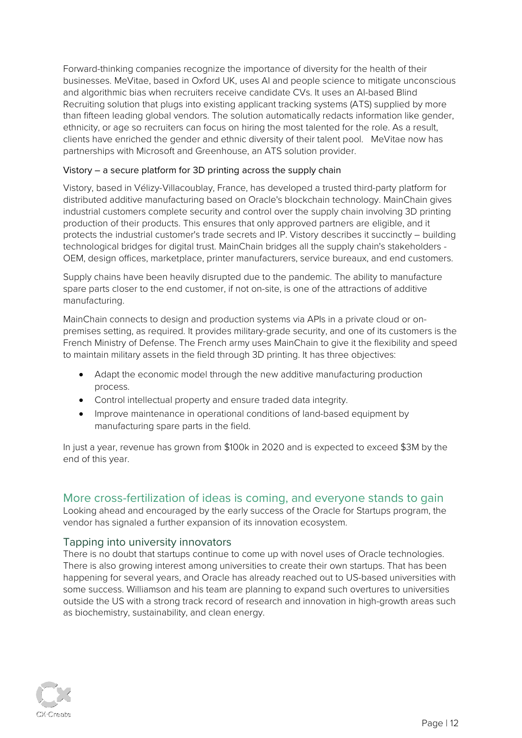Forward-thinking companies recognize the importance of diversity for the health of their businesses. MeVitae, based in Oxford UK, uses AI and people science to mitigate unconscious and algorithmic bias when recruiters receive candidate CVs. It uses an AI-based Blind Recruiting solution that plugs into existing applicant tracking systems (ATS) supplied by more than fifteen leading global vendors. The solution automatically redacts information like gender, ethnicity, or age so recruiters can focus on hiring the most talented for the role. As a result, clients have enriched the gender and ethnic diversity of their talent pool. MeVitae now has partnerships with Microsoft and Greenhouse, an ATS solution provider.

#### Vistory – a secure platform for 3D printing across the supply chain

Vistory, based in Vélizy-Villacoublay, France, has developed a trusted third-party platform for distributed additive manufacturing based on Oracle's blockchain technology. MainChain gives industrial customers complete security and control over the supply chain involving 3D printing production of their products. This ensures that only approved partners are eligible, and it protects the industrial customer's trade secrets and IP. Vistory describes it succinctly – building technological bridges for digital trust. MainChain bridges all the supply chain's stakeholders - OEM, design offices, marketplace, printer manufacturers, service bureaux, and end customers.

Supply chains have been heavily disrupted due to the pandemic. The ability to manufacture spare parts closer to the end customer, if not on-site, is one of the attractions of additive manufacturing.

MainChain connects to design and production systems via APIs in a private cloud or on-premises setting, as required. It provides military-grade security, and one of its customers is the French Ministry of Defense. The French army uses MainChain to give it the flexibility and speed to maintain military assets in the field through 3D printing. It has three objectives:

- Adapt the economic model through the new additive manufacturing production process.
- Control intellectual property and ensure traded data integrity.
- Improve maintenance in operational conditions of land-based equipment by manufacturing spare parts in the field.

In just a year, revenue has grown from $100k in 2020 and is expected to exceed $3M by the end of this year.

## More cross-fertilization of ideas is coming, and everyone stands to gain

Looking ahead and encouraged by the early success of the Oracle for Startups program, the vendor has signaled a further expansion of its innovation ecosystem.

### Tapping into university innovators

There is no doubt that startups continue to come up with novel uses of Oracle technologies. There is also growing interest among universities to create their own startups. That has been happening for several years, and Oracle has already reached out to US-based universities with some success. Williamson and his team are planning to expand such overtures to universities outside the US with a strong track record of research and innovation in high-growth areas such as biochemistry, sustainability, and clean energy.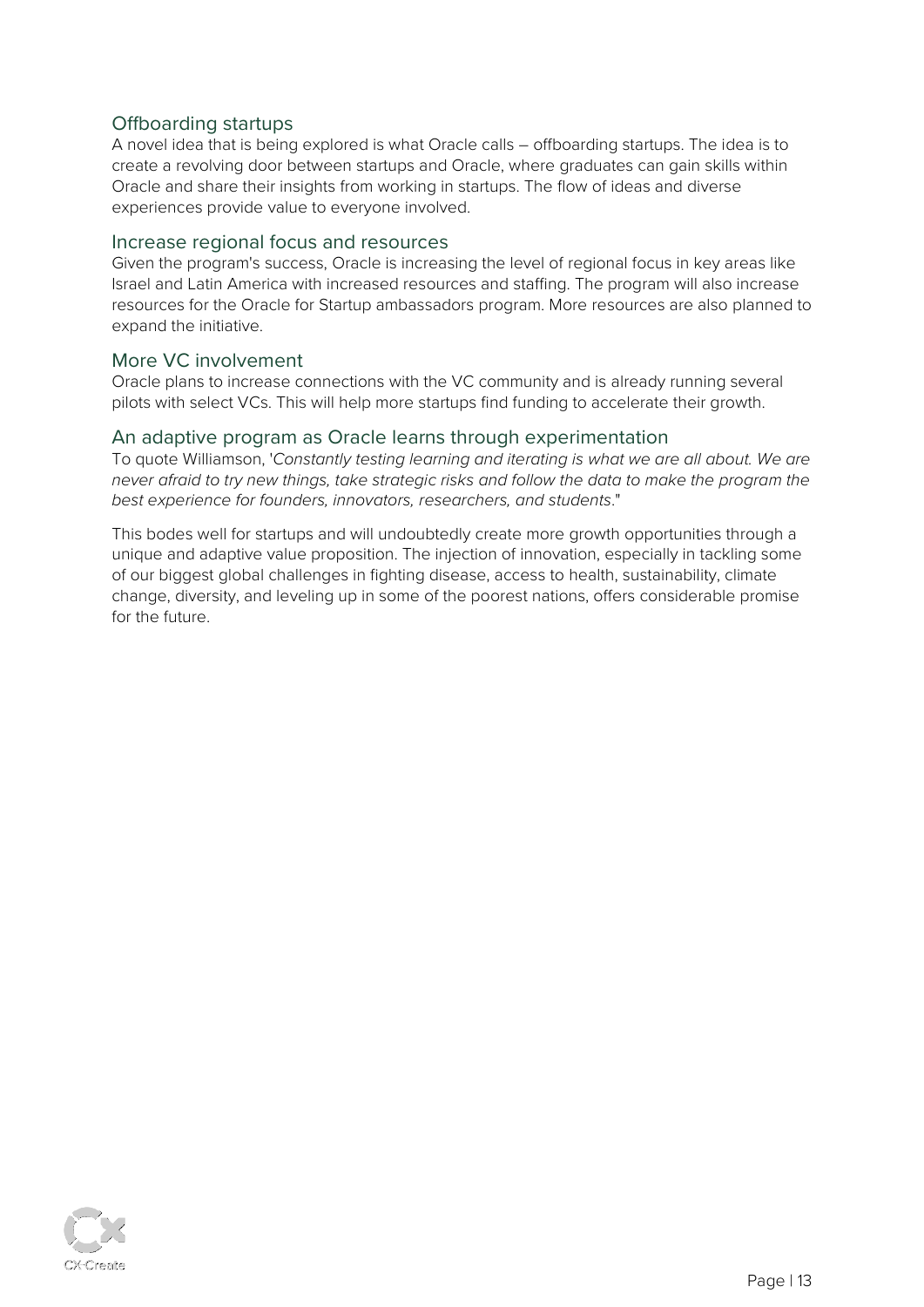## Offboarding startups

A novel idea that is being explored is what Oracle calls – offboarding startups. The idea is to create a revolving door between startups and Oracle, where graduates can gain skills within Oracle and share their insights from working in startups. The flow of ideas and diverse experiences provide value to everyone involved.

## Increase regional focus and resources

Given the program's success, Oracle is increasing the level of regional focus in key areas like Israel and Latin America with increased resources and staffing. The program will also increase resources for the Oracle for Startup ambassadors program. More resources are also planned to expand the initiative.

## More VC involvement

Oracle plans to increase connections with the VC community and is already running several pilots with select VCs. This will help more startups find funding to accelerate their growth.

## An adaptive program as Oracle learns through experimentation

To quote Williamson, '*Constantly testing learning and iterating is what we are all about. We are never afraid to try new things, take strategic risks and follow the data to make the program the best experience for founders, innovators, researchers, and students*."

This bodes well for startups and will undoubtedly create more growth opportunities through a unique and adaptive value proposition. The injection of innovation, especially in tackling some of our biggest global challenges in fighting disease, access to health, sustainability, climate change, diversity, and leveling up in some of the poorest nations, offers considerable promise for the future.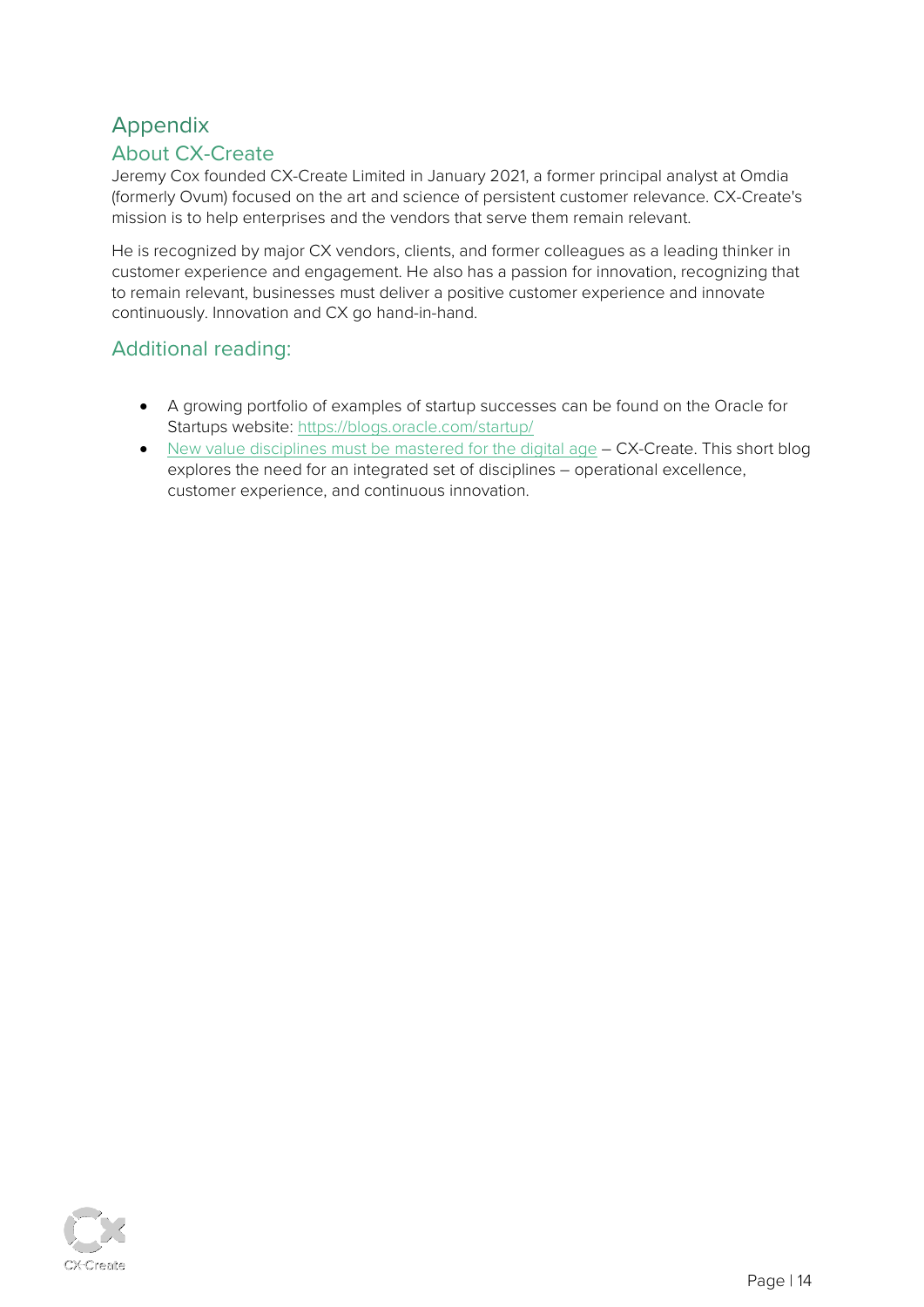# Appendix

## About CX-Create

Jeremy Cox founded CX-Create Limited in January 2021, a former principal analyst at Omdia (formerly Ovum) focused on the art and science of persistent customer relevance. CX-Create's mission is to help enterprises and the vendors that serve them remain relevant.

He is recognized by major CX vendors, clients, and former colleagues as a leading thinker in customer experience and engagement. He also has a passion for innovation, recognizing that to remain relevant, businesses must deliver a positive customer experience and innovate continuously. Innovation and CX go hand-in-hand.

## Additional reading:

- A growing portfolio of examples of startup successes can be found on the Oracle for Startups website: https://blogs.oracle.com/startup/
- New value disciplines must be mastered for the digital age – CX-Create. This short blog explores the need for an integrated set of disciplines – operational excellence, customer experience, and continuous innovation.